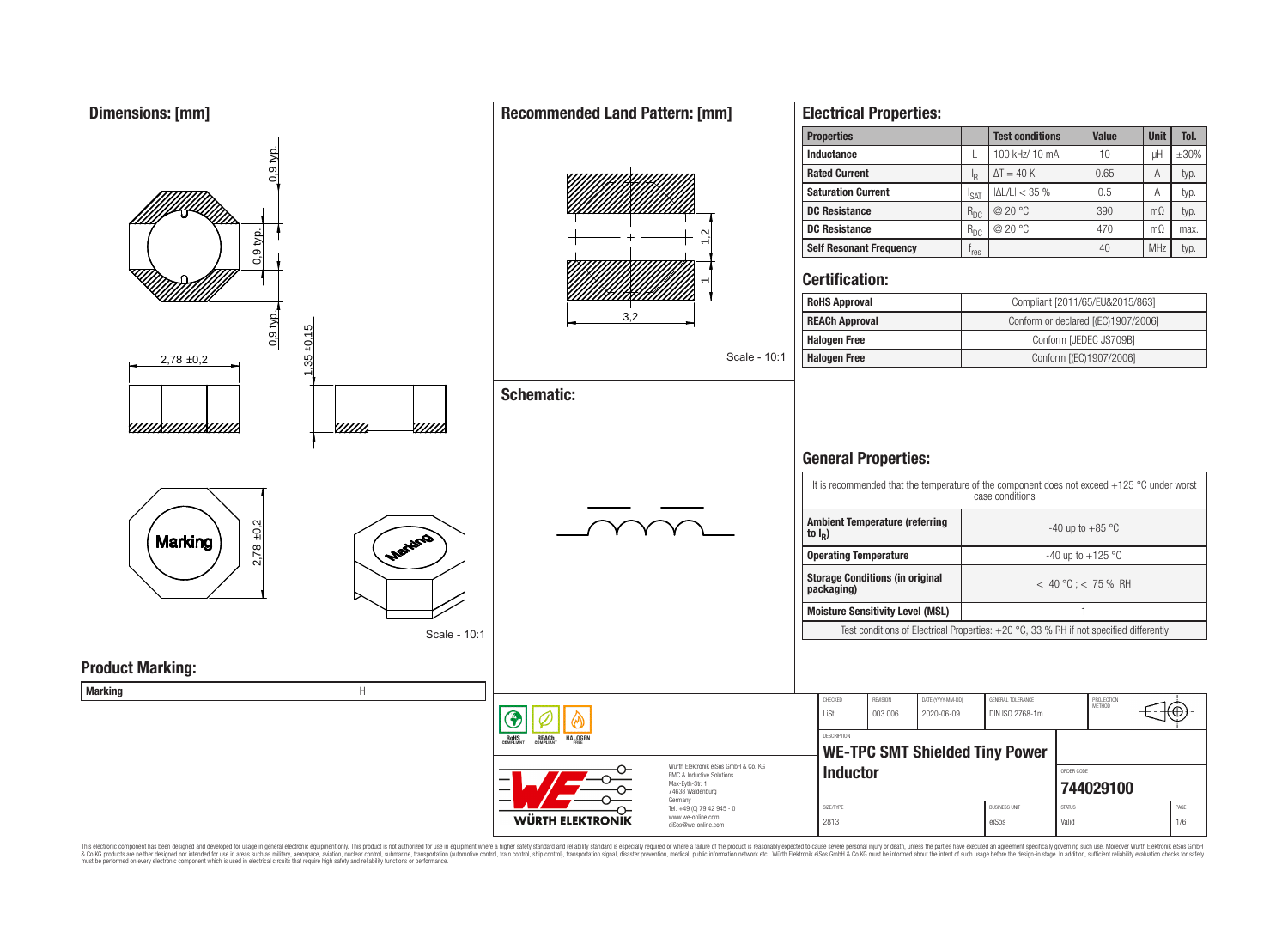## Dimensions: [mm]

0,9 typ.

0,9 typ.

0,9 typ.

2,78 ±0,2

1,35 ±0,15

2,78 ±0,2

Marking

Scale - 10:1

## Recommended Land Pattern: [mm]

1,2

1

3,2

Scale - 10:1

## Schematic:

## Electrical Properties:

| Properties | | Test conditions | Value | Unit | Tol. |
|---|---|---|---|---|---|
| Inductance | L | 100 kHz/ 10 mA | 10 | µH | ±30% |
| Rated Current | $I_R$ | ΔT = 40 K | 0.65 | A | typ. |
| Saturation Current | $I_{SAT}$ | \|ΔL/L\| < 35 % | 0.5 | A | typ. |
| DC Resistance | $R_{DC}$ | @ 20 °C | 390 | mΩ | typ. |
| DC Resistance | $R_{DC}$ | @ 20 °C | 470 | mΩ | max. |
| Self Resonant Frequency | $f_{res}$ | | 40 | MHz | typ. |

## Certification:

| | |
|---|---|
| RoHS Approval | Compliant [2011/65/EU&2015/863] |
| REACh Approval | Conform or declared [(EC)1907/2006] |
| Halogen Free | Conform [JEDEC JS709B] |
| Halogen Free | Conform [(EC)1907/2006] |

## General Properties:

| It is recommended that the temperature of the component does not exceed +125 °C under worst case conditions | |
|---|---|
| Ambient Temperature (referring to $I_R$) | -40 up to +85 °C |
| Operating Temperature | -40 up to +125 °C |
| Storage Conditions (in original packaging) | < 40 °C ; < 75 % RH |
| Moisture Sensitivity Level (MSL) | 1 |
| Test conditions of Electrical Properties: +20 °C, 33 % RH if not specified differently | |

## Product Marking:

| Marking | H |
|---|---|

| CHECKED | REVISION | DATE (YYYY-MM-DD) | GENERAL TOLERANCE | PROJECTION METHOD |
|---|---|---|---|---|
| LiSt | 003.006 | 2020-06-09 | DIN ISO 2768-1m | |

DESCRIPTION: **WE-TPC SMT Shielded Tiny Power Inductor**

ORDER CODE: **744029100**

| SIZE/TYPE | BUSINESS UNIT | STATUS | PAGE |
|---|---|---|---|
| 2813 | eiSos | Valid | 1/6 |

RoHS COMPLIANT · REACh COMPLIANT · HALOGEN FREE

Würth Elektronik eiSos GmbH & Co. KG
EMC & Inductive Solutions
Max-Eyth-Str. 1
74638 Waldenburg
Germany
Tel. +49 (0) 79 42 945 - 0
www.we-online.com
eiSos@we-online.com

WÜRTH ELEKTRONIK

This electronic component has been designed and developed for usage in general electronic equipment only. This product is not authorized for use in equipment where a higher safety standard and reliability standard is especially required or where a failure of the product is reasonably expected to cause severe personal injury or death, unless the parties have executed an agreement specifically governing such use. Moreover Würth Elektronik eiSos GmbH & Co KG products are neither designed nor intended for use in areas such as military, aerospace, aviation, nuclear control, submarine, transportation (automotive control, train control, ship control), transportation signal, disaster prevention, medical, public information network etc.. Würth Elektronik eiSos GmbH & Co KG must be informed about the intent of such usage before the design-in stage. In addition, sufficient reliability evaluation checks for safety must be performed on every electronic component which is used in electrical circuits that require high safety and reliability functions or performance.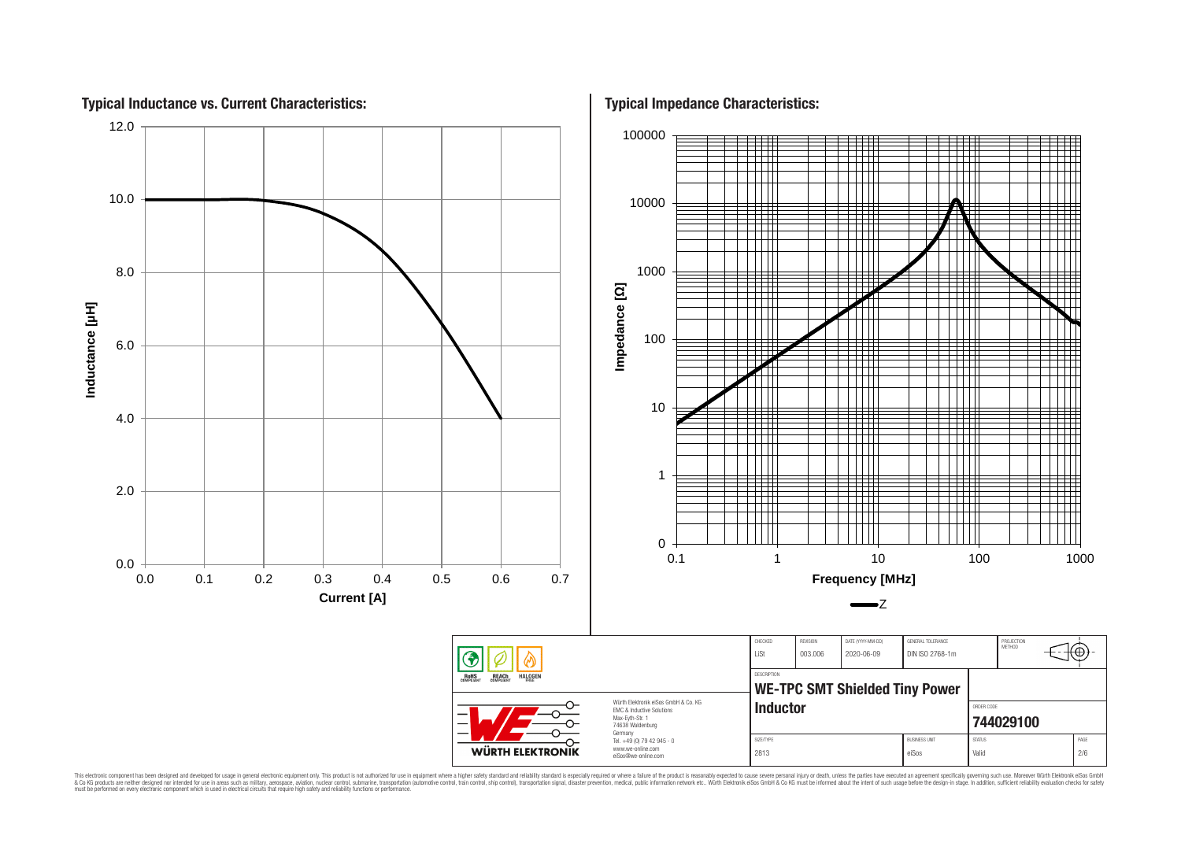## Typical Inductance vs. Current Characteristics:

Inductance [µH]: 0.0, 2.0, 4.0, 6.0, 8.0, 10.0, 12.0

Current [A]: 0.0, 0.1, 0.2, 0.3, 0.4, 0.5, 0.6, 0.7

## Typical Impedance Characteristics:

Impedance [Ω]: 0, 1, 10, 100, 1000, 10000, 100000

Frequency [MHz]: 0.1, 1, 10, 100, 1000

Z

| CHECKED | REVISION | DATE (YYYY-MM-DD) | GENERAL TOLERANCE | PROJECTION METHOD |
|---|---|---|---|---|
| LiSt | 003.006 | 2020-06-09 | DIN ISO 2768-1m | |

RoHS COMPLIANT | REACh COMPLIANT | HALOGEN FREE

Würth Elektronik eiSos GmbH & Co. KG
EMC & Inductive Solutions
Max-Eyth-Str. 1
74638 Waldenburg
Germany
Tel. +49 (0) 79 42 945 - 0
www.we-online.com
eiSos@we-online.com

WÜRTH ELEKTRONIK

DESCRIPTION

**WE-TPC SMT Shielded Tiny Power Inductor**

ORDER CODE

**744029100**

| SIZE/TYPE | BUSINESS UNIT | STATUS | PAGE |
|---|---|---|---|
| 2813 | eiSos | Valid | 2/6 |

This electronic component has been designed and developed for usage in general electronic equipment only. This product is not authorized for use in equipment where a higher safety standard and reliability standard is especially required or where a failure of the product is reasonably expected to cause severe personal injury or death, unless the parties have executed an agreement specifically governing such use. Moreover Würth Elektronik eiSos GmbH & Co KG products are neither designed nor intended for use in areas such as military, aerospace, aviation, nuclear control, submarine, transportation (automotive control, train control, ship control), transportation signal, disaster prevention, medical, public information network etc.. Würth Elektronik eiSos GmbH & Co KG must be informed about the intent of such usage before the design-in stage. In addition, sufficient reliability evaluation checks for safety must be performed on every electronic component which is used in electrical circuits that require high safety and reliability functions or performance.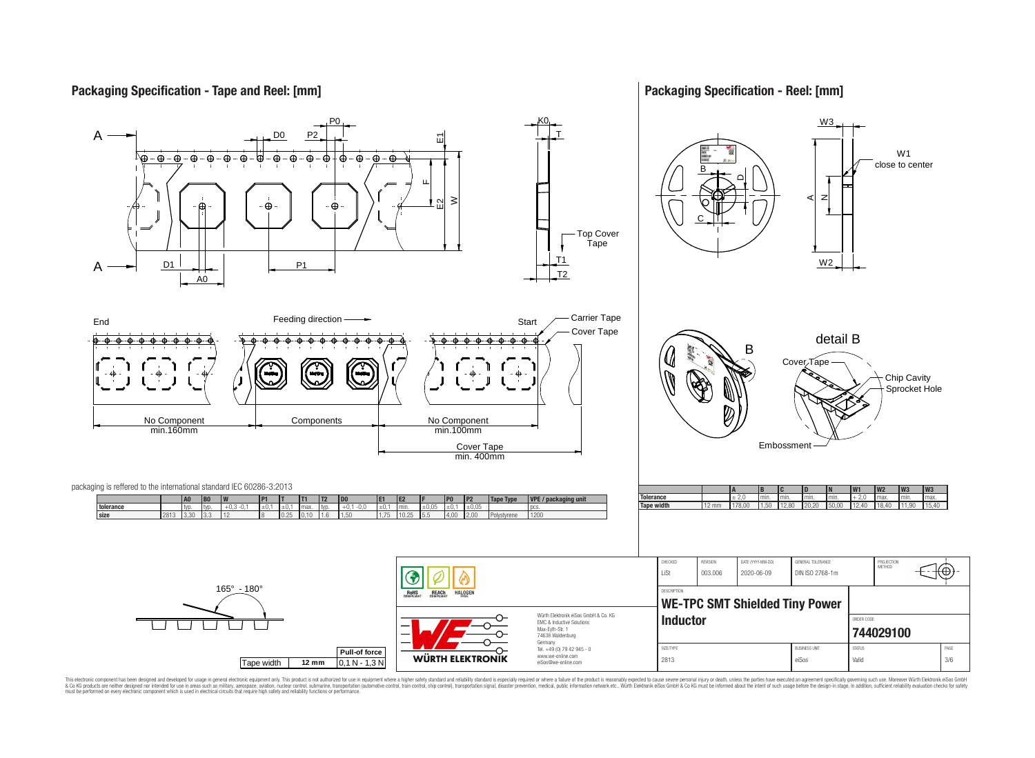## Packaging Specification - Tape and Reel: [mm]

Top Cover Tape

End — Feeding direction — Start

Carrier Tape

Cover Tape

No Component min.160mm | Components | No Component min.100mm

Cover Tape min. 400mm

packaging is reffered to the international standard IEC 60286-3:2013

| | | A0 | B0 | W | P1 | T | T1 | T2 | D0 | E1 | E2 | F | P0 | P2 | Tape Type | VPE / packaging unit |
|---|---|---|---|---|---|---|---|---|---|---|---|---|---|---|---|---|
| tolerance | | typ. | typ. | +0,3 -0,1 | ±0,1 | ±0,1 | max. | typ. | +0,1 -0,0 | ±0,1 | min. | ±0,05 | ±0,1 | ±0,05 | | pcs. |
| size | 2813 | 3,30 | 3.3 | 12 | 8 | 0.25 | 0,10 | 1.6 | 1,50 | 1,75 | 10.25 | 5.5 | 4,00 | 2,00 | Polystyrene | 1200 |

165° - 180°

| Tape width | Pull-of force |
|---|---|
| 12 mm | 0,1 N - 1,3 N |

## Packaging Specification - Reel: [mm]

W1 close to center

detail B

Cover Tape

Chip Cavity

Sprocket Hole

Embossment

| | | A | B | C | D | N | W1 | W2 | W3 | W3 |
|---|---|---|---|---|---|---|---|---|---|---|
| Tolerance | | ± 2,0 | min. | min. | min. | min. | + 2,0 | max. | min. | max. |
| Tape width | 12 mm | 178,00 | 1,50 | 12,80 | 20,20 | 50,00 | 12,40 | 18,40 | 11,90 | 15,40 |

| CHECKED | REVISION | DATE (YYYY-MM-DD) | GENERAL TOLERANCE | PROJECTION METHOD |
|---|---|---|---|---|
| LiSt | 003.006 | 2020-06-09 | DIN ISO 2768-1m | |

DESCRIPTION: **WE-TPC SMT Shielded Tiny Power Inductor**

ORDER CODE: **744029100**

| SIZE/TYPE | BUSINESS UNIT | STATUS | PAGE |
|---|---|---|---|
| 2813 | eiSos | Valid | 3/6 |

RoHS COMPLIANT · REACh COMPLIANT · HALOGEN FREE

WÜRTH ELEKTRONIK

Würth Elektronik eiSos GmbH & Co. KG
EMC & Inductive Solutions
Max-Eyth-Str. 1
74638 Waldenburg
Germany
Tel. +49 (0) 79 42 945 - 0
www.we-online.com
eiSos@we-online.com

This electronic component has been designed and developed for usage in general electronic equipment only. This product is not authorized for use in equipment where a higher safety standard and reliability standard is especially required or where a failure of the product is reasonably expected to cause severe personal injury or death, unless the parties have executed an agreement specifically governing such use. Moreover Würth Elektronik eiSos GmbH & Co KG products are neither designed nor intended for use in areas such as military, aerospace, aviation, nuclear control, submarine, transportation (automotive control, train control, ship control), transportation signal, disaster prevention, medical, public information network etc.. Würth Elektronik eiSos GmbH & Co KG must be informed about the intent of such usage before the design-in stage. In addition, sufficient reliability evaluation checks for safety must be performed on every electronic component which is used in electrical circuits that require high safety and reliability functions or performance.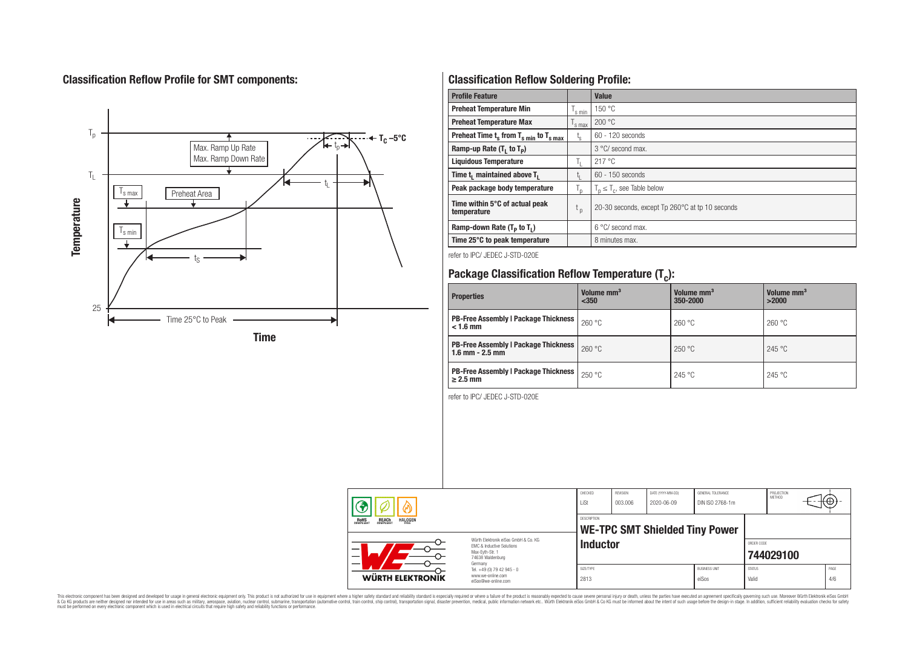## Classification Reflow Profile for SMT components:

Temperature

$T_p$

$T_L$

$T_{s\,max}$

$T_{s\,min}$

25

Max. Ramp Up Rate

Max. Ramp Down Rate

Preheat Area

$t_p$

$T_C$ –5°C

$t_L$

$t_S$

Time 25°C to Peak

Time

## Classification Reflow Soldering Profile:

| Profile Feature | | Value |
|---|---|---|
| **Preheat Temperature Min** | $T_{s\,min}$ | 150 °C |
| **Preheat Temperature Max** | $T_{s\,max}$ | 200 °C |
| **Preheat Time $t_s$ from $T_{s\,min}$ to $T_{s\,max}$** | $t_s$ | 60 - 120 seconds |
| **Ramp-up Rate ($T_L$ to $T_P$)** | | 3 °C/ second max. |
| **Liquidous Temperature** | $T_L$ | 217 °C |
| **Time $t_L$ maintained above $T_L$** | $t_L$ | 60 - 150 seconds |
| **Peak package body temperature** | $T_p$ | $T_p \leq T_c$, see Table below |
| **Time within 5°C of actual peak temperature** | $t_p$ | 20-30 seconds, except Tp 260°C at tp 10 seconds |
| **Ramp-down Rate ($T_P$ to $T_L$)** | | 6 °C/ second max. |
| **Time 25°C to peak temperature** | | 8 minutes max. |

refer to IPC/ JEDEC J-STD-020E

## Package Classification Reflow Temperature ($T_c$):

| Properties | Volume mm³ <350 | Volume mm³ 350-2000 | Volume mm³ >2000 |
|---|---|---|---|
| **PB-Free Assembly \| Package Thickness < 1.6 mm** | 260 °C | 260 °C | 260 °C |
| **PB-Free Assembly \| Package Thickness 1.6 mm - 2.5 mm** | 260 °C | 250 °C | 245 °C |
| **PB-Free Assembly \| Package Thickness ≥ 2.5 mm** | 250 °C | 245 °C | 245 °C |

refer to IPC/ JEDEC J-STD-020E

| CHECKED | REVISION | DATE (YYYY-MM-DD) | GENERAL TOLERANCE | PROJECTION METHOD |
|---|---|---|---|---|
| LiSt | 003.006 | 2020-06-09 | DIN ISO 2768-1m | |

DESCRIPTION: **WE-TPC SMT Shielded Tiny Power Inductor**

ORDER CODE: **744029100**

| SIZE/TYPE | BUSINESS UNIT | STATUS | PAGE |
|---|---|---|---|
| 2813 | eiSos | Valid | 4/6 |

Würth Elektronik eiSos GmbH & Co. KG
EMC & Inductive Solutions
Max-Eyth-Str. 1
74638 Waldenburg
Germany
Tel. +49 (0) 79 42 945 - 0
www.we-online.com
eiSos@we-online.com

WÜRTH ELEKTRONIK

This electronic component has been designed and developed for usage in general electronic equipment only. This product is not authorized for use in equipment where a higher safety standard and reliability standard is especially required or where a failure of the product is reasonably expected to cause severe personal injury or death, unless the parties have executed an agreement specifically governing such use. Moreover Würth Elektronik eiSos GmbH & Co KG products are neither designed nor intended for use in areas such as military, aerospace, aviation, nuclear control, submarine, transportation (automotive control, train control, ship control), transportation signal, disaster prevention, medical, public information network etc.. Würth Elektronik eiSos GmbH & Co KG must be informed about the intent of such usage before the design-in stage. In addition, sufficient reliability evaluation checks for safety must be performed on every electronic component which is used in electrical circuits that require high safety and reliability functions or performance.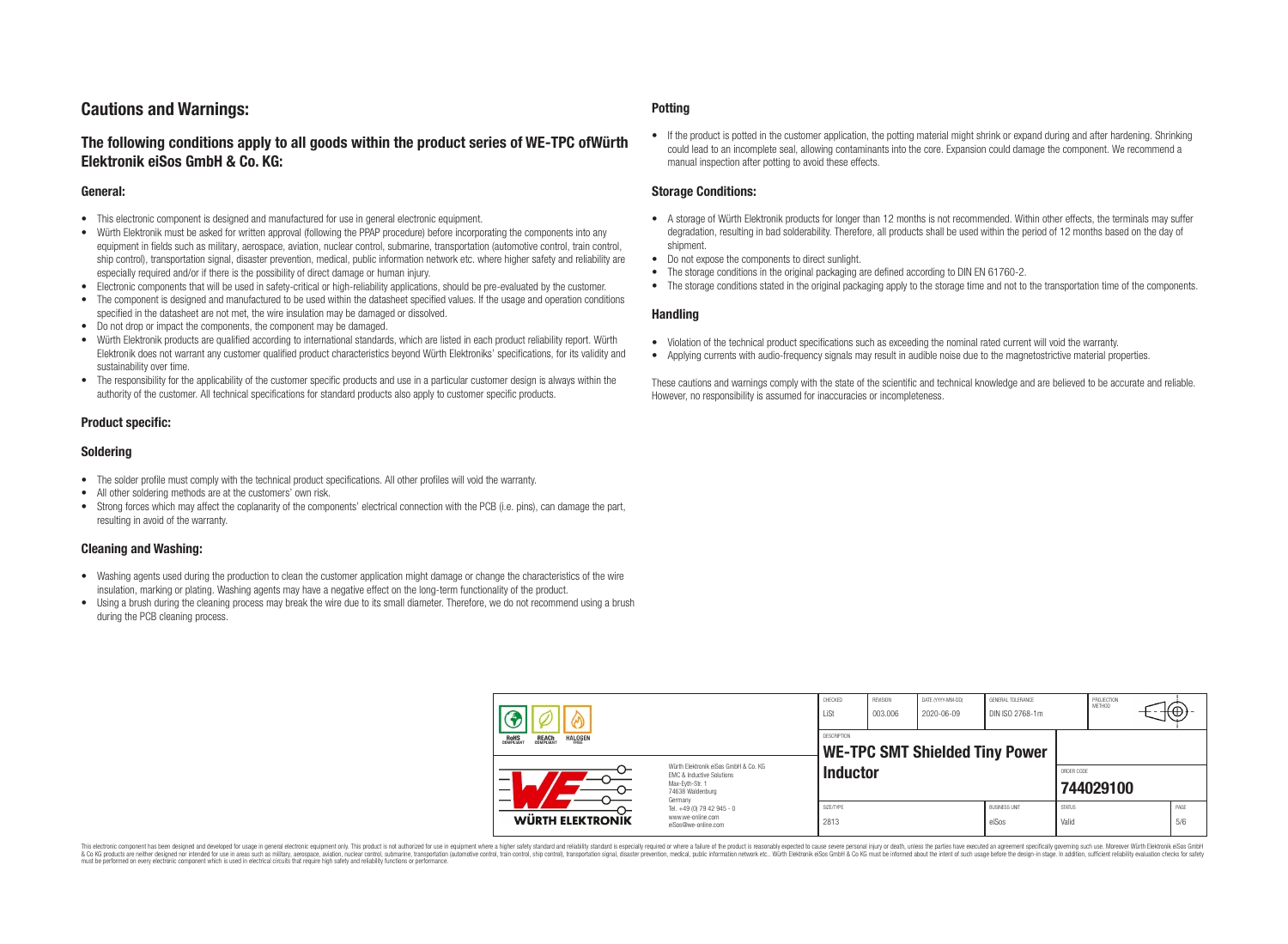# Cautions and Warnings:

## The following conditions apply to all goods within the product series of WE-TPC ofWürth Elektronik eiSos GmbH & Co. KG:

### General:

- This electronic component is designed and manufactured for use in general electronic equipment.
- Würth Elektronik must be asked for written approval (following the PPAP procedure) before incorporating the components into any equipment in fields such as military, aerospace, aviation, nuclear control, submarine, transportation (automotive control, train control, ship control), transportation signal, disaster prevention, medical, public information network etc. where higher safety and reliability are especially required and/or if there is the possibility of direct damage or human injury.
- Electronic components that will be used in safety-critical or high-reliability applications, should be pre-evaluated by the customer.
- The component is designed and manufactured to be used within the datasheet specified values. If the usage and operation conditions specified in the datasheet are not met, the wire insulation may be damaged or dissolved.
- Do not drop or impact the components, the component may be damaged.
- Würth Elektronik products are qualified according to international standards, which are listed in each product reliability report. Würth Elektronik does not warrant any customer qualified product characteristics beyond Würth Elektroniks' specifications, for its validity and sustainability over time.
- The responsibility for the applicability of the customer specific products and use in a particular customer design is always within the authority of the customer. All technical specifications for standard products also apply to customer specific products.

### Product specific:

### Soldering

- The solder profile must comply with the technical product specifications. All other profiles will void the warranty.
- All other soldering methods are at the customers' own risk.
- Strong forces which may affect the coplanarity of the components' electrical connection with the PCB (i.e. pins), can damage the part, resulting in avoid of the warranty.

### Cleaning and Washing:

- Washing agents used during the production to clean the customer application might damage or change the characteristics of the wire insulation, marking or plating. Washing agents may have a negative effect on the long-term functionality of the product.
- Using a brush during the cleaning process may break the wire due to its small diameter. Therefore, we do not recommend using a brush during the PCB cleaning process.

### Potting

- If the product is potted in the customer application, the potting material might shrink or expand during and after hardening. Shrinking could lead to an incomplete seal, allowing contaminants into the core. Expansion could damage the component. We recommend a manual inspection after potting to avoid these effects.

### Storage Conditions:

- A storage of Würth Elektronik products for longer than 12 months is not recommended. Within other effects, the terminals may suffer degradation, resulting in bad solderability. Therefore, all products shall be used within the period of 12 months based on the day of shipment.
- Do not expose the components to direct sunlight.
- The storage conditions in the original packaging are defined according to DIN EN 61760-2.
- The storage conditions stated in the original packaging apply to the storage time and not to the transportation time of the components.

### Handling

- Violation of the technical product specifications such as exceeding the nominal rated current will void the warranty.
- Applying currents with audio-frequency signals may result in audible noise due to the magnetostrictive material properties.

These cautions and warnings comply with the state of the scientific and technical knowledge and are believed to be accurate and reliable. However, no responsibility is assumed for inaccuracies or incompleteness.

| CHECKED | REVISION | DATE (YYYY-MM-DD) | GENERAL TOLERANCE | PROJECTION METHOD |
|---|---|---|---|---|
| LiSt | 003.006 | 2020-06-09 | DIN ISO 2768-1m | |

| DESCRIPTION | ORDER CODE |
|---|---|
| WE-TPC SMT Shielded Tiny Power Inductor | 744029100 |

| SIZE/TYPE | BUSINESS UNIT | STATUS | PAGE |
|---|---|---|---|
| 2813 | eiSos | Valid | 5/6 |

Würth Elektronik eiSos GmbH & Co. KG
EMC & Inductive Solutions
Max-Eyth-Str. 1
74638 Waldenburg
Germany
Tel. +49 (0) 79 42 945 - 0
www.we-online.com
eiSos@we-online.com

This electronic component has been designed and developed for usage in general electronic equipment only. This product is not authorized for use in equipment where a higher safety standard and reliability standard is especially required or where a failure of the product is reasonably expected to cause severe personal injury or death, unless the parties have executed an agreement specifically governing such use. Moreover Würth Elektronik eiSos GmbH & Co KG products are neither designed nor intended for use in areas such as military, aerospace, aviation, nuclear control, submarine, transportation (automotive control, train control, ship control), transportation signal, disaster prevention, medical, public information network etc.. Würth Elektronik eiSos GmbH & Co KG must be informed about the intent of such usage before the design-in stage. In addition, sufficient reliability evaluation checks for safety must be performed on every electronic component which is used in electrical circuits that require high safety and reliability functions or performance.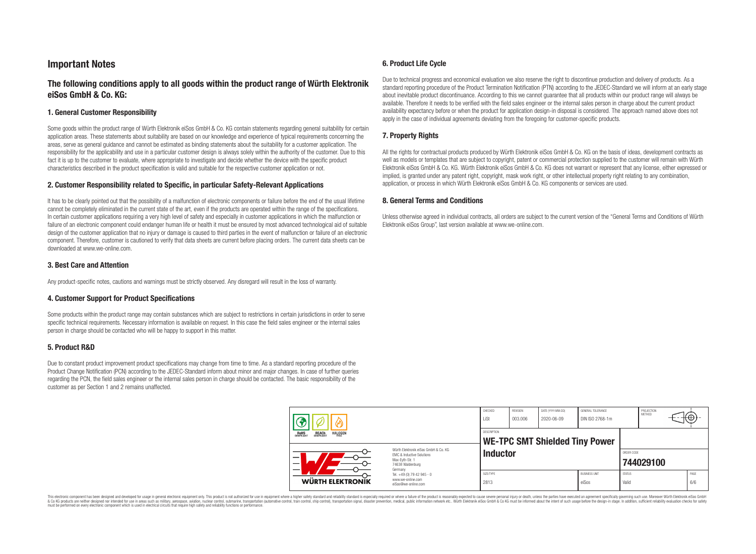# Important Notes

## The following conditions apply to all goods within the product range of Würth Elektronik eiSos GmbH & Co. KG:

### 1. General Customer Responsibility

Some goods within the product range of Würth Elektronik eiSos GmbH & Co. KG contain statements regarding general suitability for certain application areas. These statements about suitability are based on our knowledge and experience of typical requirements concerning the areas, serve as general guidance and cannot be estimated as binding statements about the suitability for a customer application. The responsibility for the applicability and use in a particular customer design is always solely within the authority of the customer. Due to this fact it is up to the customer to evaluate, where appropriate to investigate and decide whether the device with the specific product characteristics described in the product specification is valid and suitable for the respective customer application or not.

### 2. Customer Responsibility related to Specific, in particular Safety-Relevant Applications

It has to be clearly pointed out that the possibility of a malfunction of electronic components or failure before the end of the usual lifetime cannot be completely eliminated in the current state of the art, even if the products are operated within the range of the specifications. In certain customer applications requiring a very high level of safety and especially in customer applications in which the malfunction or failure of an electronic component could endanger human life or health it must be ensured by most advanced technological aid of suitable design of the customer application that no injury or damage is caused to third parties in the event of malfunction or failure of an electronic component. Therefore, customer is cautioned to verify that data sheets are current before placing orders. The current data sheets can be downloaded at www.we-online.com.

### 3. Best Care and Attention

Any product-specific notes, cautions and warnings must be strictly observed. Any disregard will result in the loss of warranty.

### 4. Customer Support for Product Specifications

Some products within the product range may contain substances which are subject to restrictions in certain jurisdictions in order to serve specific technical requirements. Necessary information is available on request. In this case the field sales engineer or the internal sales person in charge should be contacted who will be happy to support in this matter.

### 5. Product R&D

Due to constant product improvement product specifications may change from time to time. As a standard reporting procedure of the Product Change Notification (PCN) according to the JEDEC-Standard inform about minor and major changes. In case of further queries regarding the PCN, the field sales engineer or the internal sales person in charge should be contacted. The basic responsibility of the customer as per Section 1 and 2 remains unaffected.

### 6. Product Life Cycle

Due to technical progress and economical evaluation we also reserve the right to discontinue production and delivery of products. As a standard reporting procedure of the Product Termination Notification (PTN) according to the JEDEC-Standard we will inform at an early stage about inevitable product discontinuance. According to this we cannot guarantee that all products within our product range will always be available. Therefore it needs to be verified with the field sales engineer or the internal sales person in charge about the current product availability expectancy before or when the product for application design-in disposal is considered. The approach named above does not apply in the case of individual agreements deviating from the foregoing for customer-specific products.

### 7. Property Rights

All the rights for contractual products produced by Würth Elektronik eiSos GmbH & Co. KG on the basis of ideas, development contracts as well as models or templates that are subject to copyright, patent or commercial protection supplied to the customer will remain with Würth Elektronik eiSos GmbH & Co. KG. Würth Elektronik eiSos GmbH & Co. KG does not warrant or represent that any license, either expressed or implied, is granted under any patent right, copyright, mask work right, or other intellectual property right relating to any combination, application, or process in which Würth Elektronik eiSos GmbH & Co. KG components or services are used.

### 8. General Terms and Conditions

Unless otherwise agreed in individual contracts, all orders are subject to the current version of the "General Terms and Conditions of Würth Elektronik eiSos Group", last version available at www.we-online.com.

| | | | | | | |
|---|---|---|---|---|---|---|
| CHECKED: LiSt | REVISION: 003.006 | DATE (YYYY-MM-DD): 2020-06-09 | GENERAL TOLERANCE: DIN ISO 2768-1m | | PROJECTION METHOD | |
| DESCRIPTION: **WE-TPC SMT Shielded Tiny Power Inductor** | | | | ORDER CODE: **744029100** | | |
| SIZE/TYPE: 2813 | | | BUSINESS UNIT: eiSos | STATUS: Valid | | PAGE: 6/6 |

Würth Elektronik eiSos GmbH & Co. KG
EMC & Inductive Solutions
Max-Eyth-Str. 1
74638 Waldenburg
Germany
Tel. +49 (0) 79 42 945 - 0
www.we-online.com
eiSos@we-online.com

This electronic component has been designed and developed for usage in general electronic equipment only. This product is not authorized for use in equipment where a higher safety standard and reliability standard is especially required or where a failure of the product is reasonably expected to cause severe personal injury or death, unless the parties have executed an agreement specifically governing such use. Moreover Würth Elektronik eiSos GmbH & Co KG products are neither designed nor intended for use in areas such as military, aerospace, aviation, nuclear control, submarine, transportation (automotive control, train control, ship control), transportation signal, disaster prevention, medical, public information network etc.. Würth Elektronik eiSos GmbH & Co KG must be informed about the intent of such usage before the design-in stage. In addition, sufficient reliability evaluation checks for safety must be performed on every electronic component which is used in electrical circuits that require high safety and reliability functions or performance.